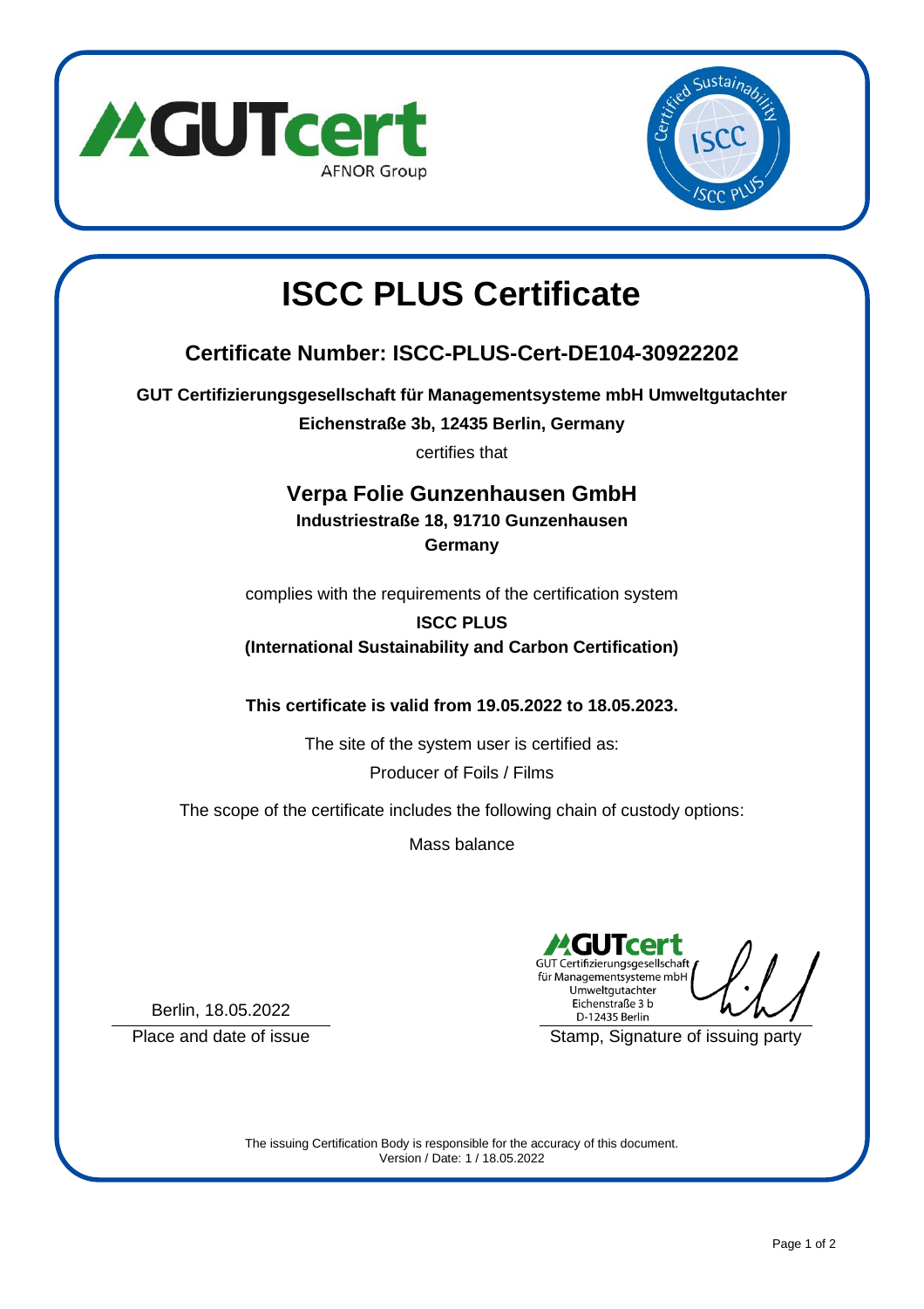# ISCC PLUS Certificate

## Certificate Number: ISCC-PLUS-Cert-DE104-30922202

**GUT Certifizierungsgesellschaft für Managementsysteme mbH Umweltgutachter**

**Eichenstraße 3b, 12435 Berlin, Germany**

certifies that

## Verpa Folie Gunzenhausen GmbH

**Industriestraße 18, 91710 Gunzenhausen**

**Germany**

complies with the requirements of the certification system

**ISCC PLUS**

**(International Sustainability and Carbon Certification)**

**This certificate is valid from 19.05.2022 to 18.05.2023.**

The site of the system user is certified as:

Producer of Foils / Films

The scope of the certificate includes the following chain of custody options:

Mass balance

Berlin, 18.05.2022

Place and date of issue

GUTcert
GUT Certifizierungsgesellschaft
für Managementsysteme mbH
Umweltgutachter
Eichenstraße 3 b
D-12435 Berlin

Stamp, Signature of issuing party

The issuing Certification Body is responsible for the accuracy of this document.
Version / Date: 1 / 18.05.2022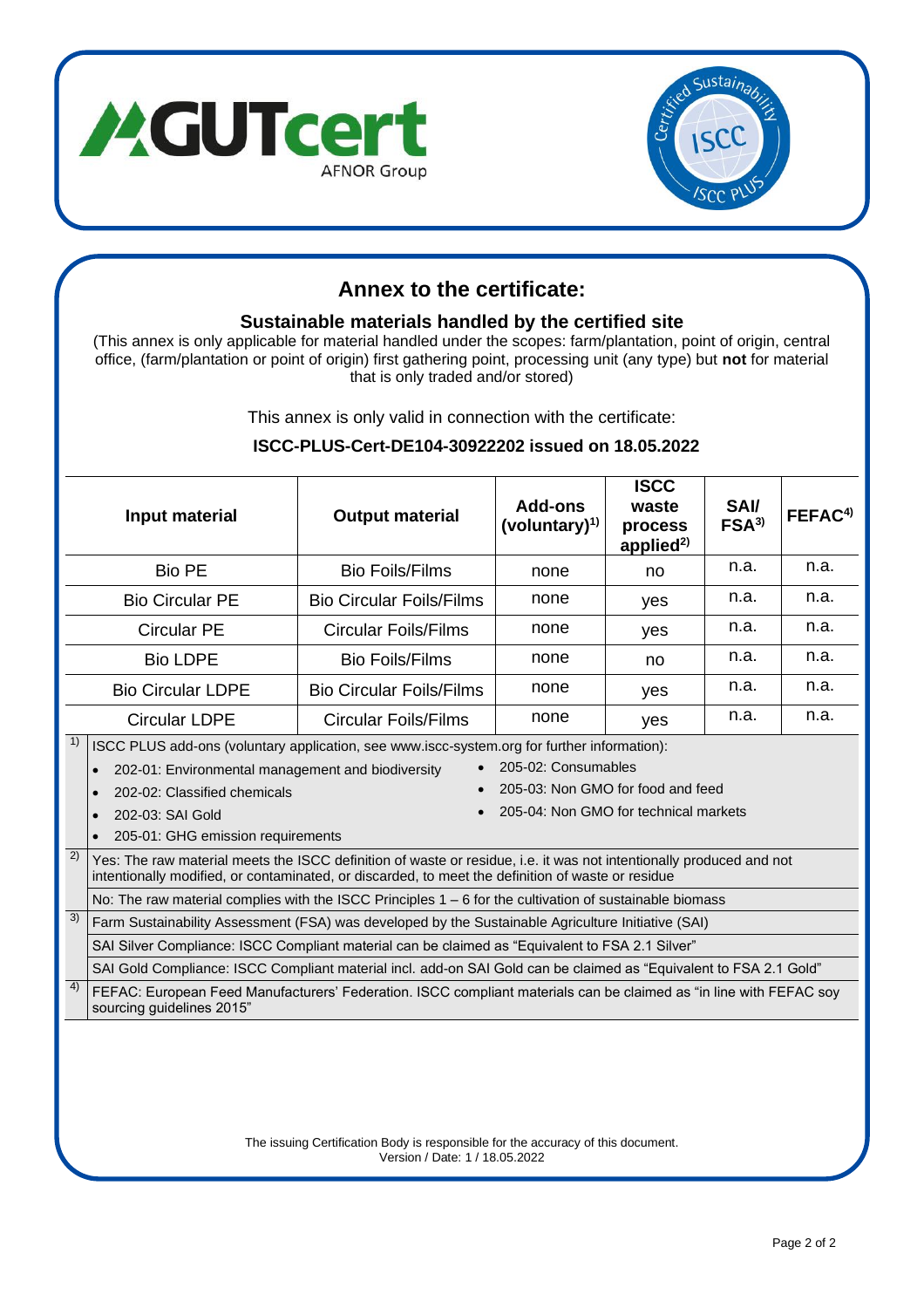## Annex to the certificate:

### Sustainable materials handled by the certified site

(This annex is only applicable for material handled under the scopes: farm/plantation, point of origin, central office, (farm/plantation or point of origin) first gathering point, processing unit (any type) but **not** for material that is only traded and/or stored)

This annex is only valid in connection with the certificate:

**ISCC-PLUS-Cert-DE104-30922202 issued on 18.05.2022**

| Input material | Output material | Add-ons (voluntary)[1] | ISCC waste process applied[2] | SAI/ FSA[3] | FEFAC[4] |
|---|---|---|---|---|---|
| Bio PE | Bio Foils/Films | none | no | n.a. | n.a. |
| Bio Circular PE | Bio Circular Foils/Films | none | yes | n.a. | n.a. |
| Circular PE | Circular Foils/Films | none | yes | n.a. | n.a. |
| Bio LDPE | Bio Foils/Films | none | no | n.a. | n.a. |
| Bio Circular LDPE | Bio Circular Foils/Films | none | yes | n.a. | n.a. |
| Circular LDPE | Circular Foils/Films | none | yes | n.a. | n.a. |

1) ISCC PLUS add-ons (voluntary application, see www.iscc-system.org for further information):

- 202-01: Environmental management and biodiversity
- 202-02: Classified chemicals
- 202-03: SAI Gold
- 205-01: GHG emission requirements
- 205-02: Consumables
- 205-03: Non GMO for food and feed
- 205-04: Non GMO for technical markets

2) Yes: The raw material meets the ISCC definition of waste or residue, i.e. it was not intentionally produced and not intentionally modified, or contaminated, or discarded, to meet the definition of waste or residue

No: The raw material complies with the ISCC Principles 1 – 6 for the cultivation of sustainable biomass

3) Farm Sustainability Assessment (FSA) was developed by the Sustainable Agriculture Initiative (SAI)

SAI Silver Compliance: ISCC Compliant material can be claimed as "Equivalent to FSA 2.1 Silver"

SAI Gold Compliance: ISCC Compliant material incl. add-on SAI Gold can be claimed as "Equivalent to FSA 2.1 Gold"

4) FEFAC: European Feed Manufacturers' Federation. ISCC compliant materials can be claimed as "in line with FEFAC soy sourcing guidelines 2015"

The issuing Certification Body is responsible for the accuracy of this document.
Version / Date: 1 / 18.05.2022